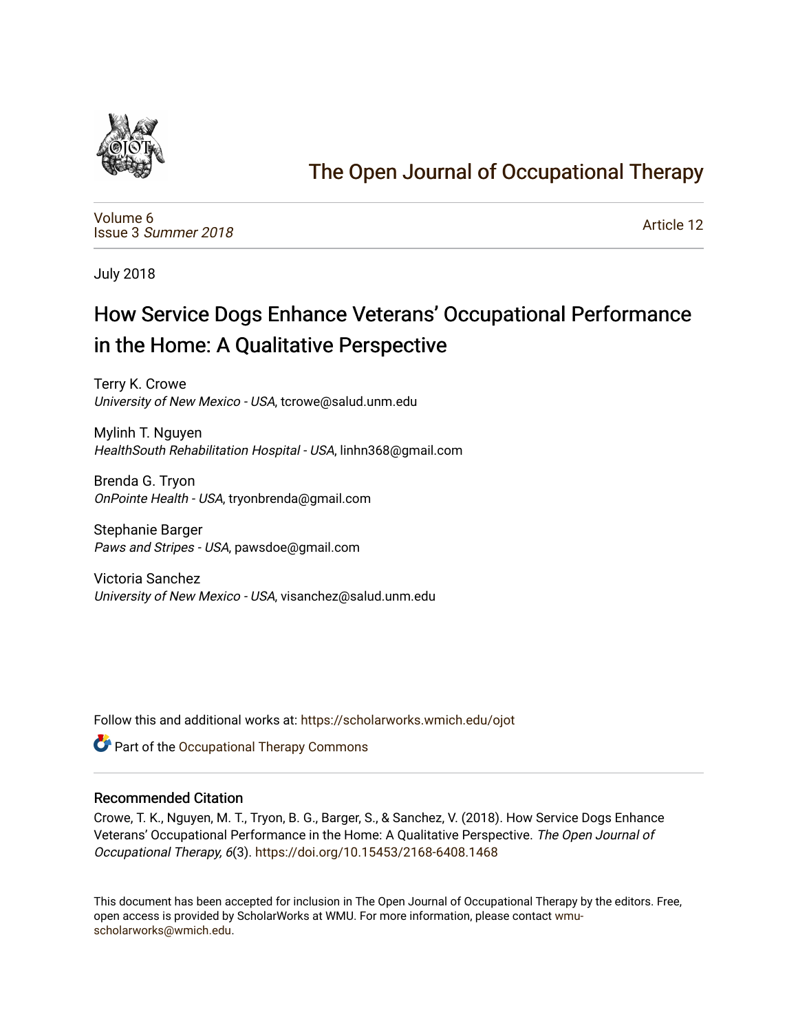# The Open Journal of Occupational Therapy

Volume 6
Issue 3 *Summer 2018*

Article 12

July 2018

## How Service Dogs Enhance Veterans' Occupational Performance in the Home: A Qualitative Perspective

Terry K. Crowe
*University of New Mexico - USA*, tcrowe@salud.unm.edu

Mylinh T. Nguyen
*HealthSouth Rehabilitation Hospital - USA*, linhn368@gmail.com

Brenda G. Tryon
*OnPointe Health - USA*, tryonbrenda@gmail.com

Stephanie Barger
*Paws and Stripes - USA*, pawsdoe@gmail.com

Victoria Sanchez
*University of New Mexico - USA*, visanchez@salud.unm.edu

Follow this and additional works at: https://scholarworks.wmich.edu/ojot

Part of the Occupational Therapy Commons

### Recommended Citation

Crowe, T. K., Nguyen, M. T., Tryon, B. G., Barger, S., & Sanchez, V. (2018). How Service Dogs Enhance Veterans' Occupational Performance in the Home: A Qualitative Perspective. *The Open Journal of Occupational Therapy, 6*(3). https://doi.org/10.15453/2168-6408.1468

This document has been accepted for inclusion in The Open Journal of Occupational Therapy by the editors. Free, open access is provided by ScholarWorks at WMU. For more information, please contact wmu-scholarworks@wmich.edu.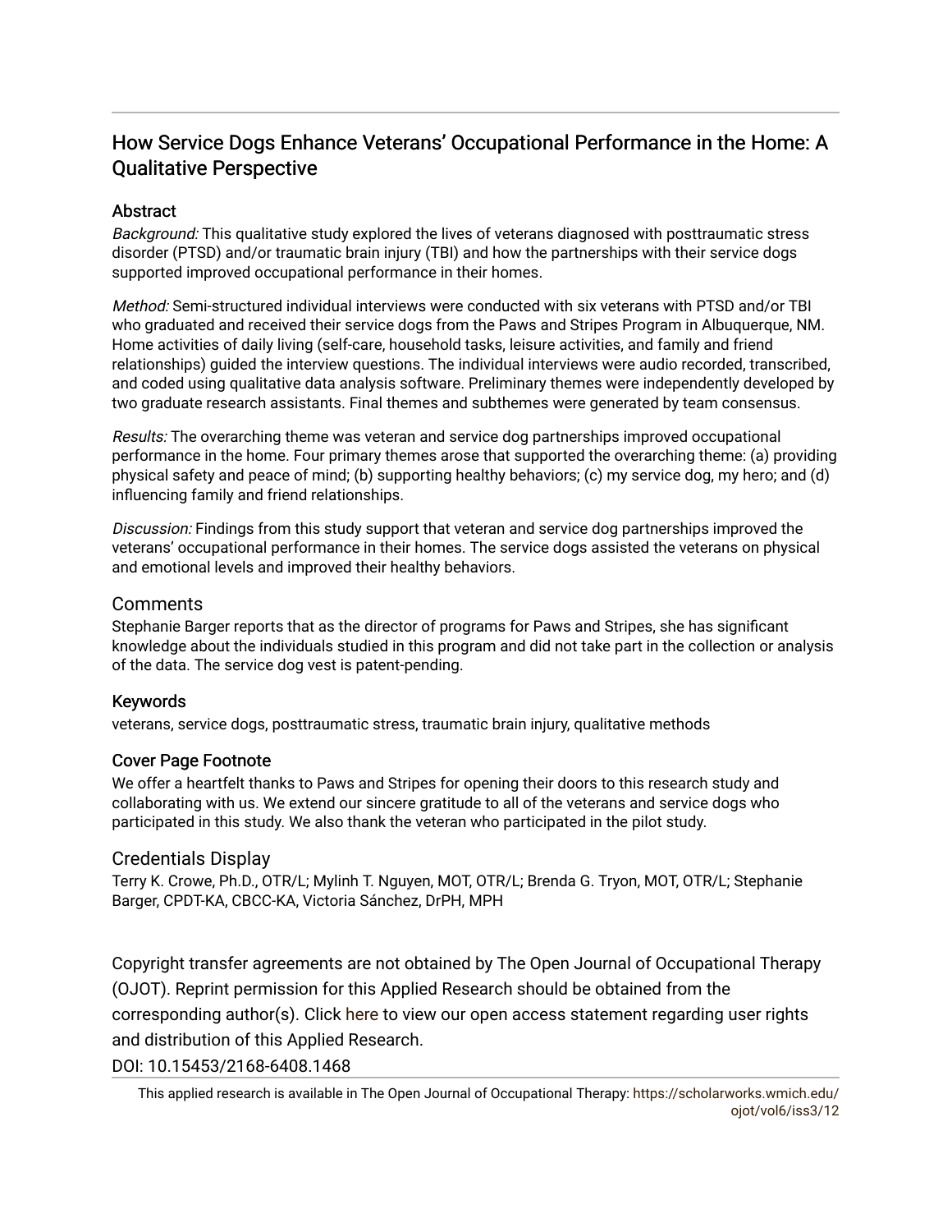# How Service Dogs Enhance Veterans' Occupational Performance in the Home: A Qualitative Perspective

## Abstract

*Background:* This qualitative study explored the lives of veterans diagnosed with posttraumatic stress disorder (PTSD) and/or traumatic brain injury (TBI) and how the partnerships with their service dogs supported improved occupational performance in their homes.

*Method:* Semi-structured individual interviews were conducted with six veterans with PTSD and/or TBI who graduated and received their service dogs from the Paws and Stripes Program in Albuquerque, NM. Home activities of daily living (self-care, household tasks, leisure activities, and family and friend relationships) guided the interview questions. The individual interviews were audio recorded, transcribed, and coded using qualitative data analysis software. Preliminary themes were independently developed by two graduate research assistants. Final themes and subthemes were generated by team consensus.

*Results:* The overarching theme was veteran and service dog partnerships improved occupational performance in the home. Four primary themes arose that supported the overarching theme: (a) providing physical safety and peace of mind; (b) supporting healthy behaviors; (c) my service dog, my hero; and (d) influencing family and friend relationships.

*Discussion:* Findings from this study support that veteran and service dog partnerships improved the veterans' occupational performance in their homes. The service dogs assisted the veterans on physical and emotional levels and improved their healthy behaviors.

## Comments

Stephanie Barger reports that as the director of programs for Paws and Stripes, she has significant knowledge about the individuals studied in this program and did not take part in the collection or analysis of the data. The service dog vest is patent-pending.

## Keywords

veterans, service dogs, posttraumatic stress, traumatic brain injury, qualitative methods

## Cover Page Footnote

We offer a heartfelt thanks to Paws and Stripes for opening their doors to this research study and collaborating with us. We extend our sincere gratitude to all of the veterans and service dogs who participated in this study. We also thank the veteran who participated in the pilot study.

## Credentials Display

Terry K. Crowe, Ph.D., OTR/L; Mylinh T. Nguyen, MOT, OTR/L; Brenda G. Tryon, MOT, OTR/L; Stephanie Barger, CPDT-KA, CBCC-KA, Victoria Sánchez, DrPH, MPH

Copyright transfer agreements are not obtained by The Open Journal of Occupational Therapy (OJOT). Reprint permission for this Applied Research should be obtained from the corresponding author(s). Click here to view our open access statement regarding user rights and distribution of this Applied Research.

DOI: 10.15453/2168-6408.1468

This applied research is available in The Open Journal of Occupational Therapy: https://scholarworks.wmich.edu/ojot/vol6/iss3/12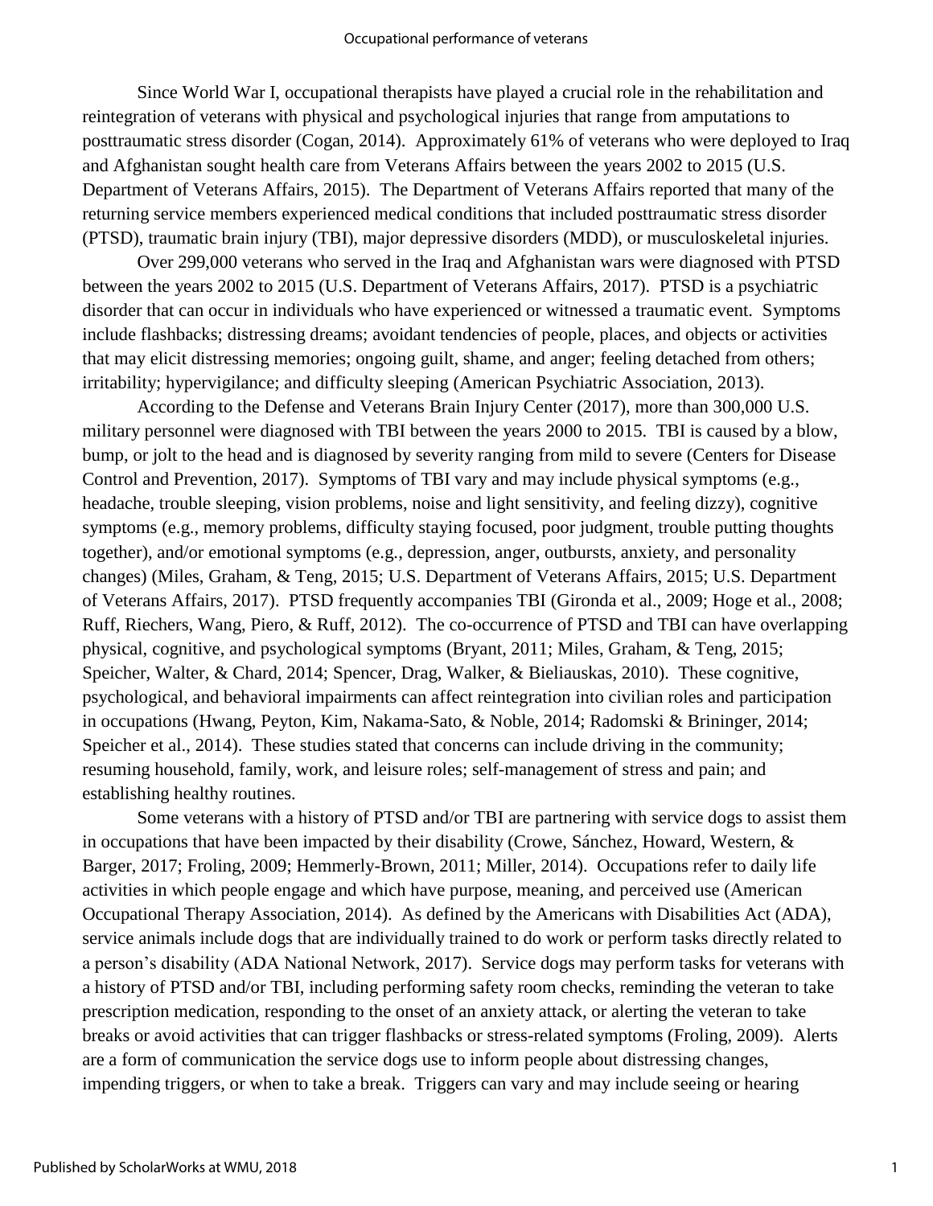Since World War I, occupational therapists have played a crucial role in the rehabilitation and reintegration of veterans with physical and psychological injuries that range from amputations to posttraumatic stress disorder (Cogan, 2014). Approximately 61% of veterans who were deployed to Iraq and Afghanistan sought health care from Veterans Affairs between the years 2002 to 2015 (U.S. Department of Veterans Affairs, 2015). The Department of Veterans Affairs reported that many of the returning service members experienced medical conditions that included posttraumatic stress disorder (PTSD), traumatic brain injury (TBI), major depressive disorders (MDD), or musculoskeletal injuries.

Over 299,000 veterans who served in the Iraq and Afghanistan wars were diagnosed with PTSD between the years 2002 to 2015 (U.S. Department of Veterans Affairs, 2017). PTSD is a psychiatric disorder that can occur in individuals who have experienced or witnessed a traumatic event. Symptoms include flashbacks; distressing dreams; avoidant tendencies of people, places, and objects or activities that may elicit distressing memories; ongoing guilt, shame, and anger; feeling detached from others; irritability; hypervigilance; and difficulty sleeping (American Psychiatric Association, 2013).

According to the Defense and Veterans Brain Injury Center (2017), more than 300,000 U.S. military personnel were diagnosed with TBI between the years 2000 to 2015. TBI is caused by a blow, bump, or jolt to the head and is diagnosed by severity ranging from mild to severe (Centers for Disease Control and Prevention, 2017). Symptoms of TBI vary and may include physical symptoms (e.g., headache, trouble sleeping, vision problems, noise and light sensitivity, and feeling dizzy), cognitive symptoms (e.g., memory problems, difficulty staying focused, poor judgment, trouble putting thoughts together), and/or emotional symptoms (e.g., depression, anger, outbursts, anxiety, and personality changes) (Miles, Graham, & Teng, 2015; U.S. Department of Veterans Affairs, 2015; U.S. Department of Veterans Affairs, 2017). PTSD frequently accompanies TBI (Gironda et al., 2009; Hoge et al., 2008; Ruff, Riechers, Wang, Piero, & Ruff, 2012). The co-occurrence of PTSD and TBI can have overlapping physical, cognitive, and psychological symptoms (Bryant, 2011; Miles, Graham, & Teng, 2015; Speicher, Walter, & Chard, 2014; Spencer, Drag, Walker, & Bieliauskas, 2010). These cognitive, psychological, and behavioral impairments can affect reintegration into civilian roles and participation in occupations (Hwang, Peyton, Kim, Nakama-Sato, & Noble, 2014; Radomski & Brininger, 2014; Speicher et al., 2014). These studies stated that concerns can include driving in the community; resuming household, family, work, and leisure roles; self-management of stress and pain; and establishing healthy routines.

Some veterans with a history of PTSD and/or TBI are partnering with service dogs to assist them in occupations that have been impacted by their disability (Crowe, Sánchez, Howard, Western, & Barger, 2017; Froling, 2009; Hemmerly-Brown, 2011; Miller, 2014). Occupations refer to daily life activities in which people engage and which have purpose, meaning, and perceived use (American Occupational Therapy Association, 2014). As defined by the Americans with Disabilities Act (ADA), service animals include dogs that are individually trained to do work or perform tasks directly related to a person's disability (ADA National Network, 2017). Service dogs may perform tasks for veterans with a history of PTSD and/or TBI, including performing safety room checks, reminding the veteran to take prescription medication, responding to the onset of an anxiety attack, or alerting the veteran to take breaks or avoid activities that can trigger flashbacks or stress-related symptoms (Froling, 2009). Alerts are a form of communication the service dogs use to inform people about distressing changes, impending triggers, or when to take a break. Triggers can vary and may include seeing or hearing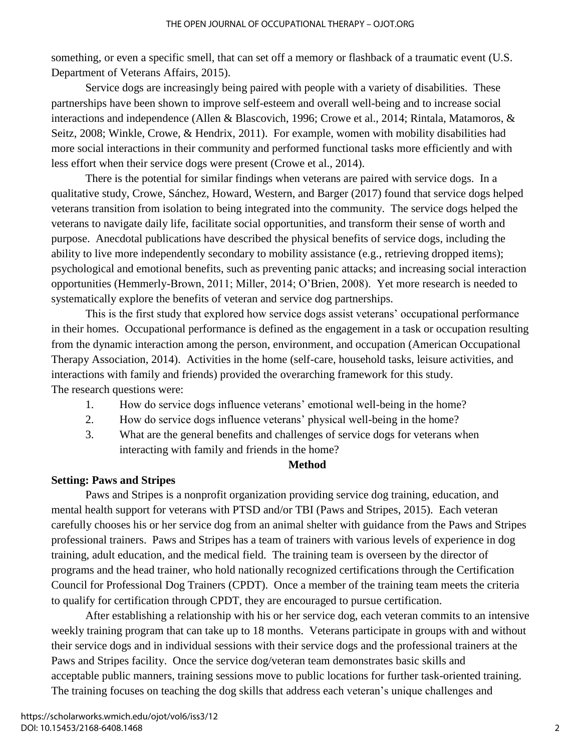something, or even a specific smell, that can set off a memory or flashback of a traumatic event (U.S. Department of Veterans Affairs, 2015).

Service dogs are increasingly being paired with people with a variety of disabilities. These partnerships have been shown to improve self-esteem and overall well-being and to increase social interactions and independence (Allen & Blascovich, 1996; Crowe et al., 2014; Rintala, Matamoros, & Seitz, 2008; Winkle, Crowe, & Hendrix, 2011). For example, women with mobility disabilities had more social interactions in their community and performed functional tasks more efficiently and with less effort when their service dogs were present (Crowe et al., 2014).

There is the potential for similar findings when veterans are paired with service dogs. In a qualitative study, Crowe, Sánchez, Howard, Western, and Barger (2017) found that service dogs helped veterans transition from isolation to being integrated into the community. The service dogs helped the veterans to navigate daily life, facilitate social opportunities, and transform their sense of worth and purpose. Anecdotal publications have described the physical benefits of service dogs, including the ability to live more independently secondary to mobility assistance (e.g., retrieving dropped items); psychological and emotional benefits, such as preventing panic attacks; and increasing social interaction opportunities (Hemmerly-Brown, 2011; Miller, 2014; O'Brien, 2008). Yet more research is needed to systematically explore the benefits of veteran and service dog partnerships.

This is the first study that explored how service dogs assist veterans' occupational performance in their homes. Occupational performance is defined as the engagement in a task or occupation resulting from the dynamic interaction among the person, environment, and occupation (American Occupational Therapy Association, 2014). Activities in the home (self-care, household tasks, leisure activities, and interactions with family and friends) provided the overarching framework for this study. The research questions were:

1. How do service dogs influence veterans' emotional well-being in the home?
2. How do service dogs influence veterans' physical well-being in the home?
3. What are the general benefits and challenges of service dogs for veterans when interacting with family and friends in the home?

## Method

### Setting: Paws and Stripes

Paws and Stripes is a nonprofit organization providing service dog training, education, and mental health support for veterans with PTSD and/or TBI (Paws and Stripes, 2015). Each veteran carefully chooses his or her service dog from an animal shelter with guidance from the Paws and Stripes professional trainers. Paws and Stripes has a team of trainers with various levels of experience in dog training, adult education, and the medical field. The training team is overseen by the director of programs and the head trainer, who hold nationally recognized certifications through the Certification Council for Professional Dog Trainers (CPDT). Once a member of the training team meets the criteria to qualify for certification through CPDT, they are encouraged to pursue certification.

After establishing a relationship with his or her service dog, each veteran commits to an intensive weekly training program that can take up to 18 months. Veterans participate in groups with and without their service dogs and in individual sessions with their service dogs and the professional trainers at the Paws and Stripes facility. Once the service dog/veteran team demonstrates basic skills and acceptable public manners, training sessions move to public locations for further task-oriented training. The training focuses on teaching the dog skills that address each veteran's unique challenges and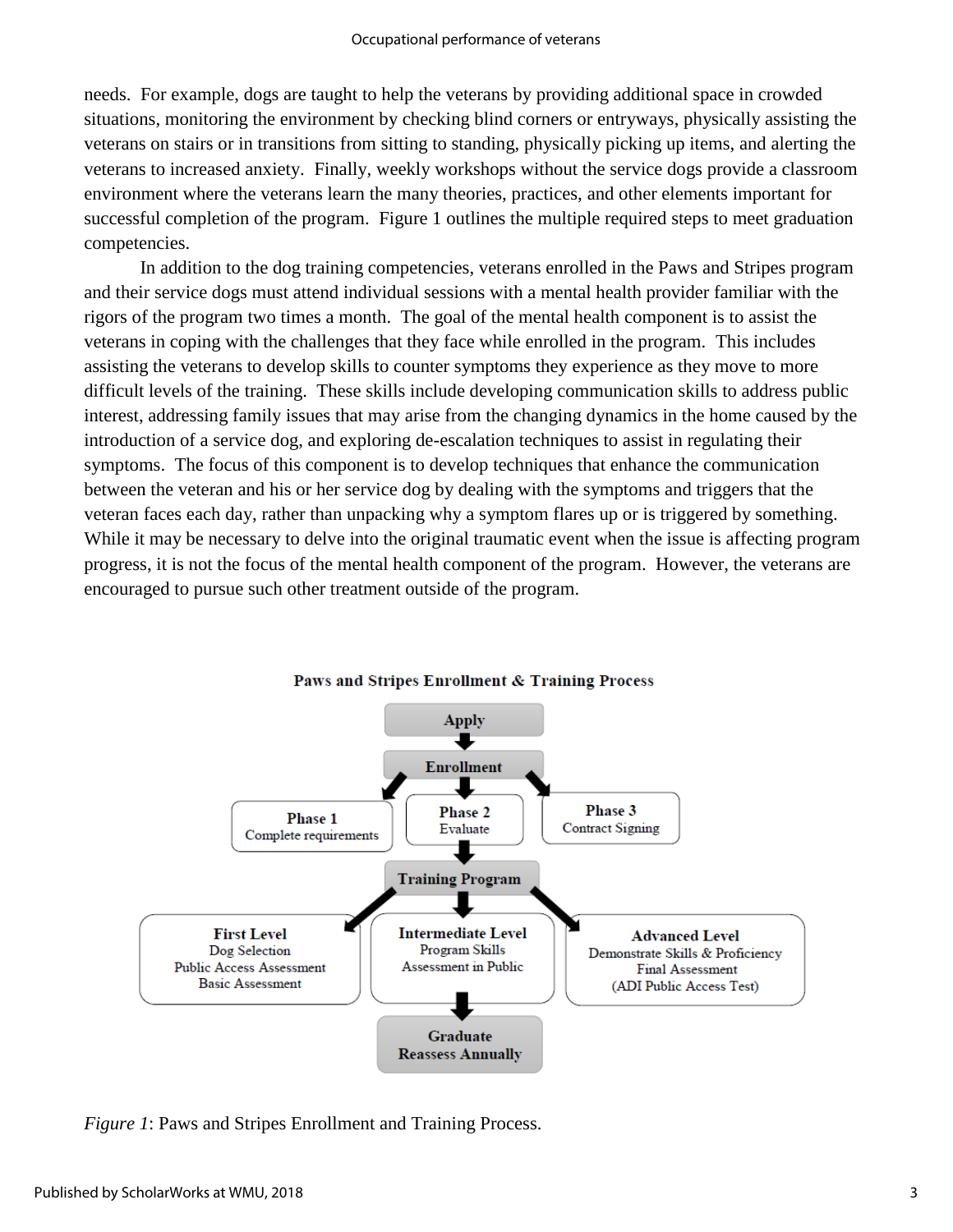needs. For example, dogs are taught to help the veterans by providing additional space in crowded situations, monitoring the environment by checking blind corners or entryways, physically assisting the veterans on stairs or in transitions from sitting to standing, physically picking up items, and alerting the veterans to increased anxiety. Finally, weekly workshops without the service dogs provide a classroom environment where the veterans learn the many theories, practices, and other elements important for successful completion of the program. Figure 1 outlines the multiple required steps to meet graduation competencies.

In addition to the dog training competencies, veterans enrolled in the Paws and Stripes program and their service dogs must attend individual sessions with a mental health provider familiar with the rigors of the program two times a month. The goal of the mental health component is to assist the veterans in coping with the challenges that they face while enrolled in the program. This includes assisting the veterans to develop skills to counter symptoms they experience as they move to more difficult levels of the training. These skills include developing communication skills to address public interest, addressing family issues that may arise from the changing dynamics in the home caused by the introduction of a service dog, and exploring de-escalation techniques to assist in regulating their symptoms. The focus of this component is to develop techniques that enhance the communication between the veteran and his or her service dog by dealing with the symptoms and triggers that the veteran faces each day, rather than unpacking why a symptom flares up or is triggered by something. While it may be necessary to delve into the original traumatic event when the issue is affecting program progress, it is not the focus of the mental health component of the program. However, the veterans are encouraged to pursue such other treatment outside of the program.

**Paws and Stripes Enrollment & Training Process**

- **Apply**
  - ↓
- **Enrollment**
  - **Phase 1**: Complete requirements
  - **Phase 2**: Evaluate
  - **Phase 3**: Contract Signing
  - ↓
- **Training Program**
  - **First Level**: Dog Selection, Public Access Assessment, Basic Assessment
  - **Intermediate Level**: Program Skills, Assessment in Public
  - **Advanced Level**: Demonstrate Skills & Proficiency, Final Assessment (ADI Public Access Test)
  - ↓
- **Graduate**: Reassess Annually

*Figure 1*: Paws and Stripes Enrollment and Training Process.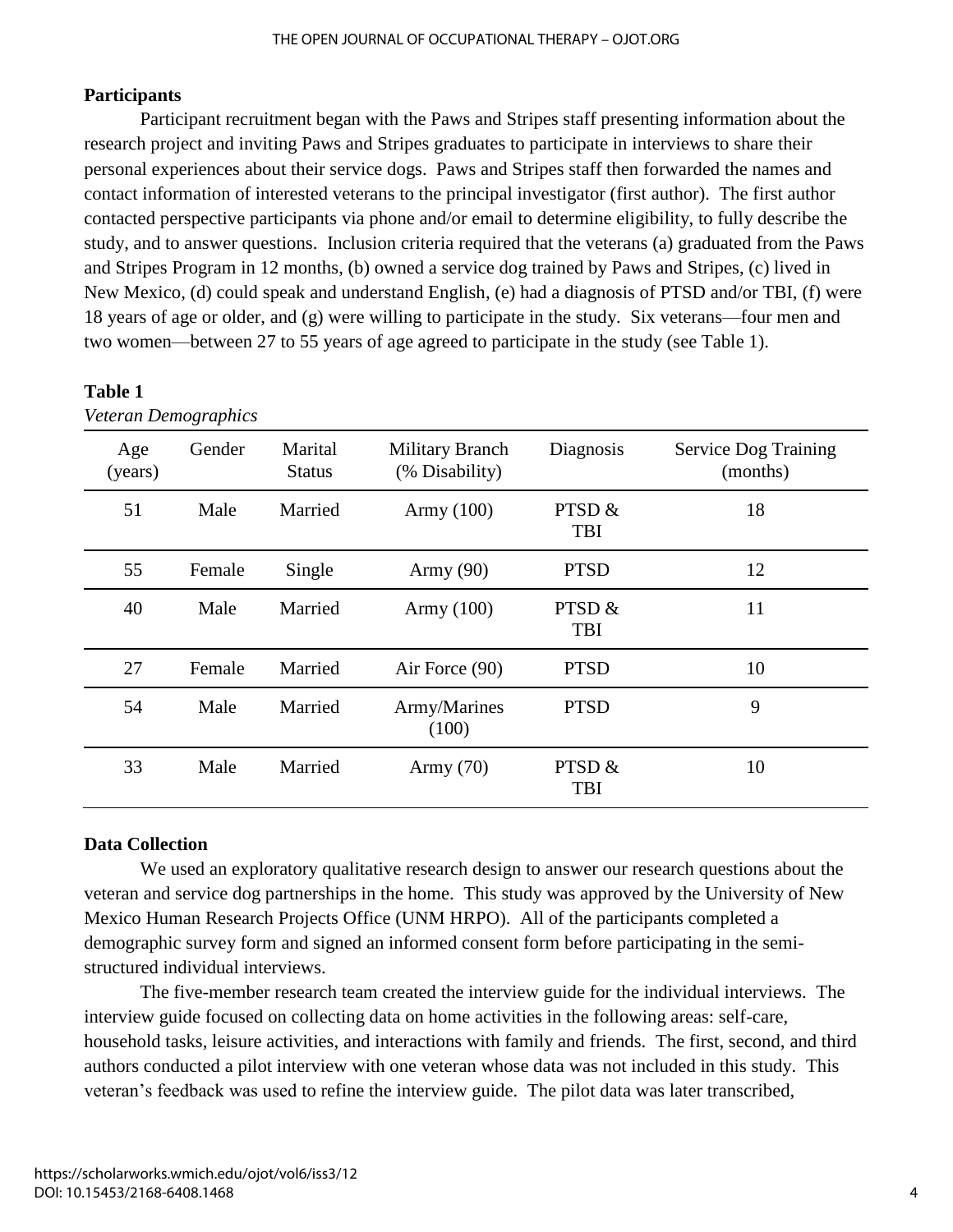### Participants

Participant recruitment began with the Paws and Stripes staff presenting information about the research project and inviting Paws and Stripes graduates to participate in interviews to share their personal experiences about their service dogs. Paws and Stripes staff then forwarded the names and contact information of interested veterans to the principal investigator (first author). The first author contacted perspective participants via phone and/or email to determine eligibility, to fully describe the study, and to answer questions. Inclusion criteria required that the veterans (a) graduated from the Paws and Stripes Program in 12 months, (b) owned a service dog trained by Paws and Stripes, (c) lived in New Mexico, (d) could speak and understand English, (e) had a diagnosis of PTSD and/or TBI, (f) were 18 years of age or older, and (g) were willing to participate in the study. Six veterans—four men and two women—between 27 to 55 years of age agreed to participate in the study (see Table 1).

**Table 1**

*Veteran Demographics*

| Age (years) | Gender | Marital Status | Military Branch (% Disability) | Diagnosis | Service Dog Training (months) |
|---|---|---|---|---|---|
| 51 | Male | Married | Army (100) | PTSD & TBI | 18 |
| 55 | Female | Single | Army (90) | PTSD | 12 |
| 40 | Male | Married | Army (100) | PTSD & TBI | 11 |
| 27 | Female | Married | Air Force (90) | PTSD | 10 |
| 54 | Male | Married | Army/Marines (100) | PTSD | 9 |
| 33 | Male | Married | Army (70) | PTSD & TBI | 10 |

### Data Collection

We used an exploratory qualitative research design to answer our research questions about the veteran and service dog partnerships in the home. This study was approved by the University of New Mexico Human Research Projects Office (UNM HRPO). All of the participants completed a demographic survey form and signed an informed consent form before participating in the semi-structured individual interviews.

The five-member research team created the interview guide for the individual interviews. The interview guide focused on collecting data on home activities in the following areas: self-care, household tasks, leisure activities, and interactions with family and friends. The first, second, and third authors conducted a pilot interview with one veteran whose data was not included in this study. This veteran's feedback was used to refine the interview guide. The pilot data was later transcribed,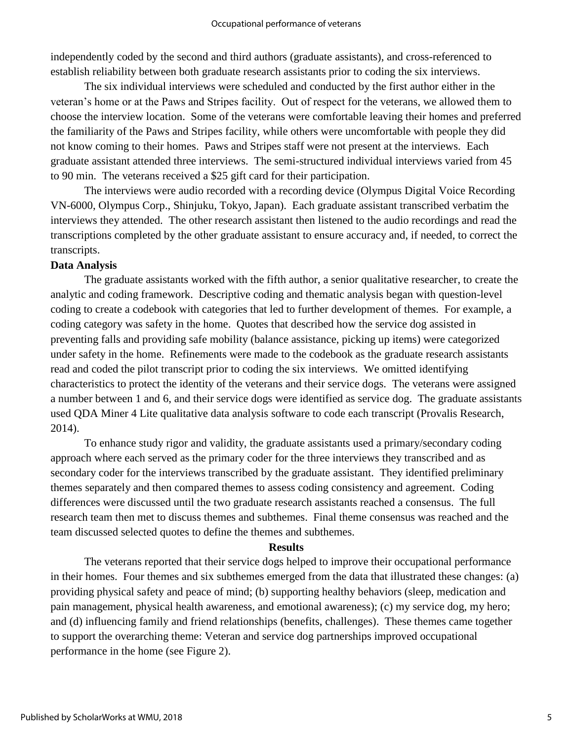independently coded by the second and third authors (graduate assistants), and cross-referenced to establish reliability between both graduate research assistants prior to coding the six interviews.

The six individual interviews were scheduled and conducted by the first author either in the veteran's home or at the Paws and Stripes facility. Out of respect for the veterans, we allowed them to choose the interview location. Some of the veterans were comfortable leaving their homes and preferred the familiarity of the Paws and Stripes facility, while others were uncomfortable with people they did not know coming to their homes. Paws and Stripes staff were not present at the interviews. Each graduate assistant attended three interviews. The semi-structured individual interviews varied from 45 to 90 min. The veterans received a $25 gift card for their participation.

The interviews were audio recorded with a recording device (Olympus Digital Voice Recording VN-6000, Olympus Corp., Shinjuku, Tokyo, Japan). Each graduate assistant transcribed verbatim the interviews they attended. The other research assistant then listened to the audio recordings and read the transcriptions completed by the other graduate assistant to ensure accuracy and, if needed, to correct the transcripts.

**Data Analysis**

The graduate assistants worked with the fifth author, a senior qualitative researcher, to create the analytic and coding framework. Descriptive coding and thematic analysis began with question-level coding to create a codebook with categories that led to further development of themes. For example, a coding category was safety in the home. Quotes that described how the service dog assisted in preventing falls and providing safe mobility (balance assistance, picking up items) were categorized under safety in the home. Refinements were made to the codebook as the graduate research assistants read and coded the pilot transcript prior to coding the six interviews. We omitted identifying characteristics to protect the identity of the veterans and their service dogs. The veterans were assigned a number between 1 and 6, and their service dogs were identified as service dog. The graduate assistants used QDA Miner 4 Lite qualitative data analysis software to code each transcript (Provalis Research, 2014).

To enhance study rigor and validity, the graduate assistants used a primary/secondary coding approach where each served as the primary coder for the three interviews they transcribed and as secondary coder for the interviews transcribed by the graduate assistant. They identified preliminary themes separately and then compared themes to assess coding consistency and agreement. Coding differences were discussed until the two graduate research assistants reached a consensus. The full research team then met to discuss themes and subthemes. Final theme consensus was reached and the team discussed selected quotes to define the themes and subthemes.

## Results

The veterans reported that their service dogs helped to improve their occupational performance in their homes. Four themes and six subthemes emerged from the data that illustrated these changes: (a) providing physical safety and peace of mind; (b) supporting healthy behaviors (sleep, medication and pain management, physical health awareness, and emotional awareness); (c) my service dog, my hero; and (d) influencing family and friend relationships (benefits, challenges). These themes came together to support the overarching theme: Veteran and service dog partnerships improved occupational performance in the home (see Figure 2).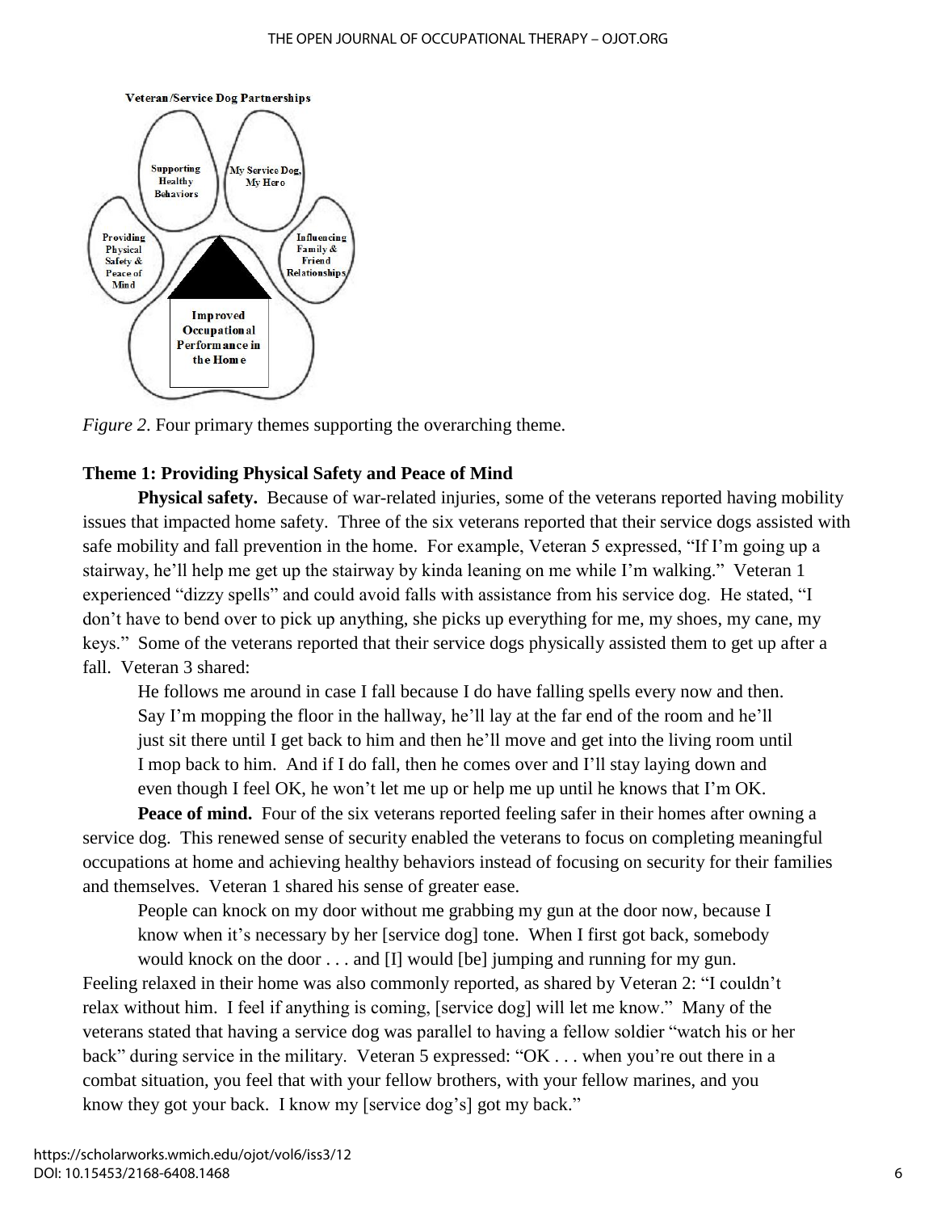*Figure 2*. Four primary themes supporting the overarching theme.

**Theme 1: Providing Physical Safety and Peace of Mind**

**Physical safety.** Because of war-related injuries, some of the veterans reported having mobility issues that impacted home safety. Three of the six veterans reported that their service dogs assisted with safe mobility and fall prevention in the home. For example, Veteran 5 expressed, "If I'm going up a stairway, he'll help me get up the stairway by kinda leaning on me while I'm walking." Veteran 1 experienced "dizzy spells" and could avoid falls with assistance from his service dog. He stated, "I don't have to bend over to pick up anything, she picks up everything for me, my shoes, my cane, my keys." Some of the veterans reported that their service dogs physically assisted them to get up after a fall. Veteran 3 shared:

> He follows me around in case I fall because I do have falling spells every now and then. Say I'm mopping the floor in the hallway, he'll lay at the far end of the room and he'll just sit there until I get back to him and then he'll move and get into the living room until I mop back to him. And if I do fall, then he comes over and I'll stay laying down and even though I feel OK, he won't let me up or help me up until he knows that I'm OK.

**Peace of mind.** Four of the six veterans reported feeling safer in their homes after owning a service dog. This renewed sense of security enabled the veterans to focus on completing meaningful occupations at home and achieving healthy behaviors instead of focusing on security for their families and themselves. Veteran 1 shared his sense of greater ease.

> People can knock on my door without me grabbing my gun at the door now, because I know when it's necessary by her [service dog] tone. When I first got back, somebody would knock on the door . . . and [I] would [be] jumping and running for my gun.

Feeling relaxed in their home was also commonly reported, as shared by Veteran 2: "I couldn't relax without him. I feel if anything is coming, [service dog] will let me know." Many of the veterans stated that having a service dog was parallel to having a fellow soldier "watch his or her back" during service in the military. Veteran 5 expressed: "OK . . . when you're out there in a combat situation, you feel that with your fellow brothers, with your fellow marines, and you know they got your back. I know my [service dog's] got my back."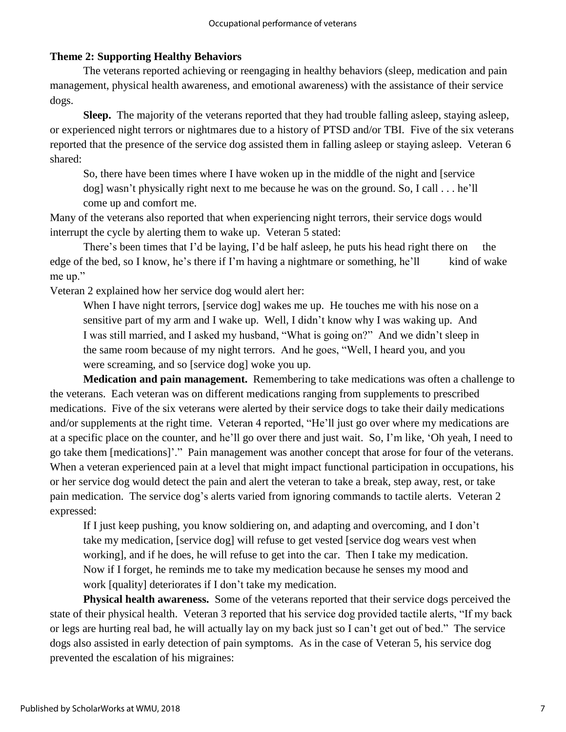**Theme 2: Supporting Healthy Behaviors**

The veterans reported achieving or reengaging in healthy behaviors (sleep, medication and pain management, physical health awareness, and emotional awareness) with the assistance of their service dogs.

**Sleep.** The majority of the veterans reported that they had trouble falling asleep, staying asleep, or experienced night terrors or nightmares due to a history of PTSD and/or TBI. Five of the six veterans reported that the presence of the service dog assisted them in falling asleep or staying asleep. Veteran 6 shared:

> So, there have been times where I have woken up in the middle of the night and [service dog] wasn't physically right next to me because he was on the ground. So, I call . . . he'll come up and comfort me.

Many of the veterans also reported that when experiencing night terrors, their service dogs would interrupt the cycle by alerting them to wake up. Veteran 5 stated:

> There's been times that I'd be laying, I'd be half asleep, he puts his head right there on the edge of the bed, so I know, he's there if I'm having a nightmare or something, he'll kind of wake me up."

Veteran 2 explained how her service dog would alert her:

> When I have night terrors, [service dog] wakes me up. He touches me with his nose on a sensitive part of my arm and I wake up. Well, I didn't know why I was waking up. And I was still married, and I asked my husband, "What is going on?" And we didn't sleep in the same room because of my night terrors. And he goes, "Well, I heard you, and you were screaming, and so [service dog] woke you up.

**Medication and pain management.** Remembering to take medications was often a challenge to the veterans. Each veteran was on different medications ranging from supplements to prescribed medications. Five of the six veterans were alerted by their service dogs to take their daily medications and/or supplements at the right time. Veteran 4 reported, "He'll just go over where my medications are at a specific place on the counter, and he'll go over there and just wait. So, I'm like, 'Oh yeah, I need to go take them [medications]'." Pain management was another concept that arose for four of the veterans. When a veteran experienced pain at a level that might impact functional participation in occupations, his or her service dog would detect the pain and alert the veteran to take a break, step away, rest, or take pain medication. The service dog's alerts varied from ignoring commands to tactile alerts. Veteran 2 expressed:

> If I just keep pushing, you know soldiering on, and adapting and overcoming, and I don't take my medication, [service dog] will refuse to get vested [service dog wears vest when working], and if he does, he will refuse to get into the car. Then I take my medication. Now if I forget, he reminds me to take my medication because he senses my mood and work [quality] deteriorates if I don't take my medication.

**Physical health awareness.** Some of the veterans reported that their service dogs perceived the state of their physical health. Veteran 3 reported that his service dog provided tactile alerts, "If my back or legs are hurting real bad, he will actually lay on my back just so I can't get out of bed." The service dogs also assisted in early detection of pain symptoms. As in the case of Veteran 5, his service dog prevented the escalation of his migraines: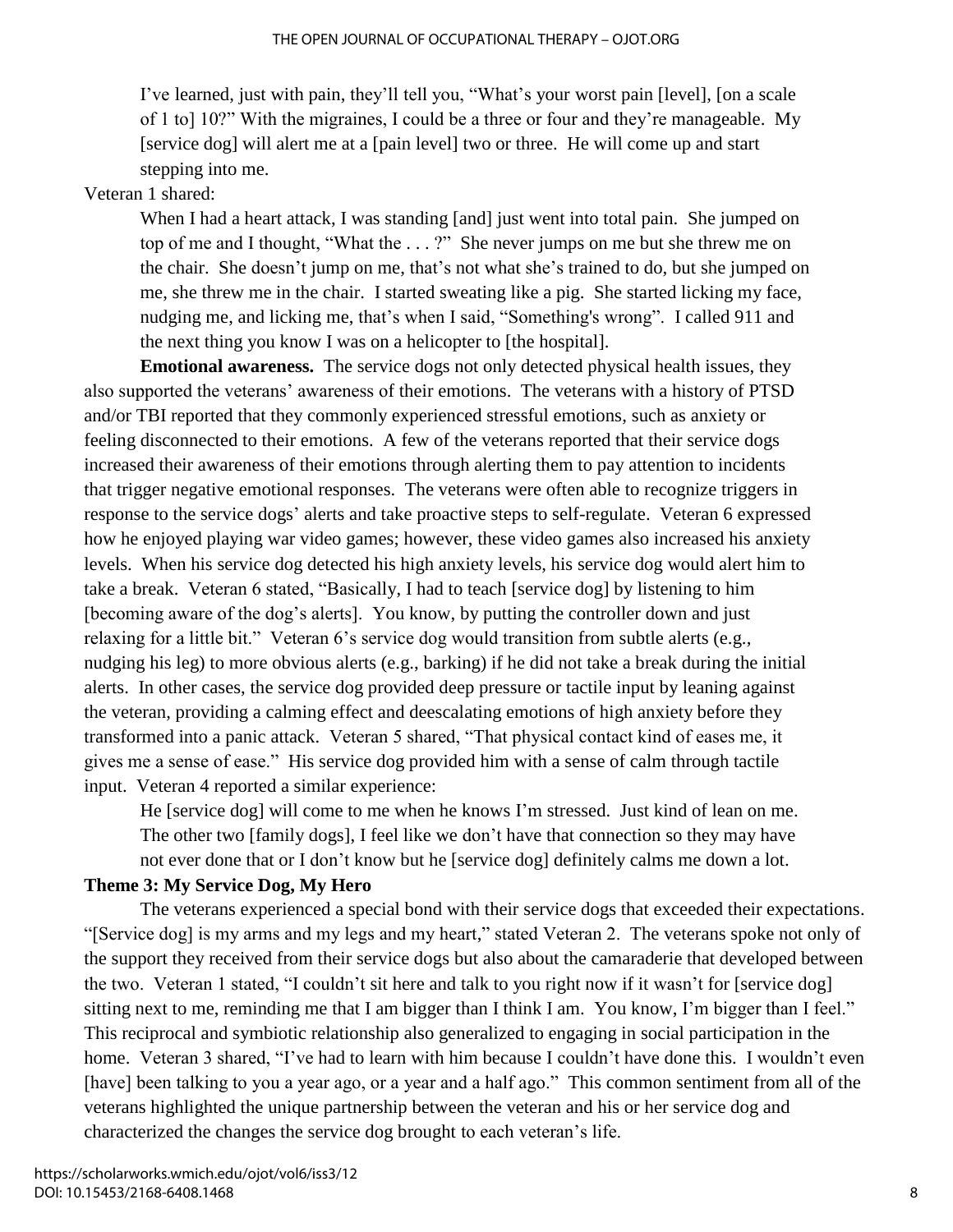> I've learned, just with pain, they'll tell you, "What's your worst pain [level], [on a scale of 1 to] 10?" With the migraines, I could be a three or four and they're manageable. My [service dog] will alert me at a [pain level] two or three. He will come up and start stepping into me.

Veteran 1 shared:

> When I had a heart attack, I was standing [and] just went into total pain. She jumped on top of me and I thought, "What the . . . ?" She never jumps on me but she threw me on the chair. She doesn't jump on me, that's not what she's trained to do, but she jumped on me, she threw me in the chair. I started sweating like a pig. She started licking my face, nudging me, and licking me, that's when I said, "Something's wrong". I called 911 and the next thing you know I was on a helicopter to [the hospital].

**Emotional awareness.** The service dogs not only detected physical health issues, they also supported the veterans' awareness of their emotions. The veterans with a history of PTSD and/or TBI reported that they commonly experienced stressful emotions, such as anxiety or feeling disconnected to their emotions. A few of the veterans reported that their service dogs increased their awareness of their emotions through alerting them to pay attention to incidents that trigger negative emotional responses. The veterans were often able to recognize triggers in response to the service dogs' alerts and take proactive steps to self-regulate. Veteran 6 expressed how he enjoyed playing war video games; however, these video games also increased his anxiety levels. When his service dog detected his high anxiety levels, his service dog would alert him to take a break. Veteran 6 stated, "Basically, I had to teach [service dog] by listening to him [becoming aware of the dog's alerts]. You know, by putting the controller down and just relaxing for a little bit." Veteran 6's service dog would transition from subtle alerts (e.g., nudging his leg) to more obvious alerts (e.g., barking) if he did not take a break during the initial alerts. In other cases, the service dog provided deep pressure or tactile input by leaning against the veteran, providing a calming effect and deescalating emotions of high anxiety before they transformed into a panic attack. Veteran 5 shared, "That physical contact kind of eases me, it gives me a sense of ease." His service dog provided him with a sense of calm through tactile input. Veteran 4 reported a similar experience:

> He [service dog] will come to me when he knows I'm stressed. Just kind of lean on me. The other two [family dogs], I feel like we don't have that connection so they may have not ever done that or I don't know but he [service dog] definitely calms me down a lot.

**Theme 3: My Service Dog, My Hero**

The veterans experienced a special bond with their service dogs that exceeded their expectations. "[Service dog] is my arms and my legs and my heart," stated Veteran 2. The veterans spoke not only of the support they received from their service dogs but also about the camaraderie that developed between the two. Veteran 1 stated, "I couldn't sit here and talk to you right now if it wasn't for [service dog] sitting next to me, reminding me that I am bigger than I think I am. You know, I'm bigger than I feel." This reciprocal and symbiotic relationship also generalized to engaging in social participation in the home. Veteran 3 shared, "I've had to learn with him because I couldn't have done this. I wouldn't even [have] been talking to you a year ago, or a year and a half ago." This common sentiment from all of the veterans highlighted the unique partnership between the veteran and his or her service dog and characterized the changes the service dog brought to each veteran's life.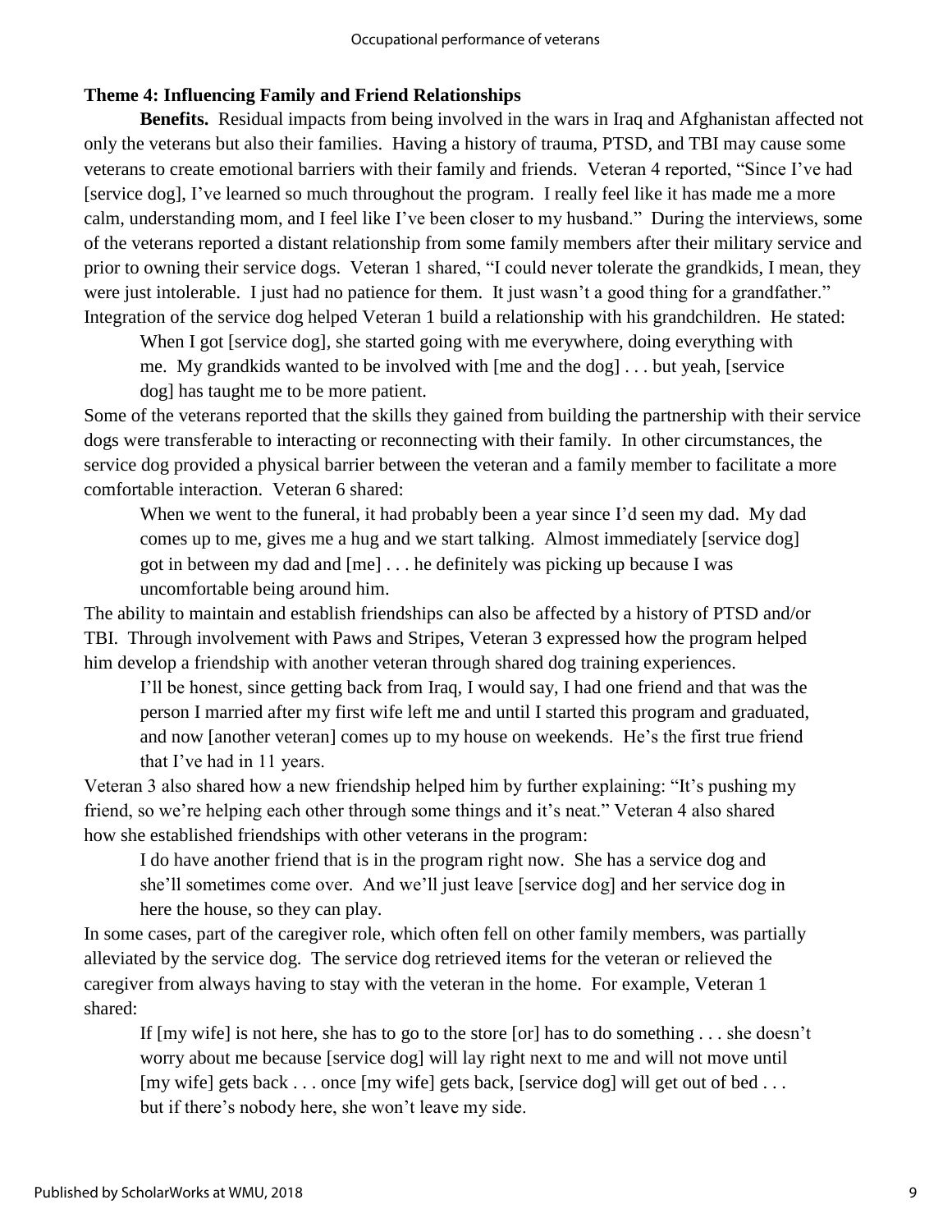### Theme 4: Influencing Family and Friend Relationships

**Benefits.** Residual impacts from being involved in the wars in Iraq and Afghanistan affected not only the veterans but also their families. Having a history of trauma, PTSD, and TBI may cause some veterans to create emotional barriers with their family and friends. Veteran 4 reported, "Since I've had [service dog], I've learned so much throughout the program. I really feel like it has made me a more calm, understanding mom, and I feel like I've been closer to my husband." During the interviews, some of the veterans reported a distant relationship from some family members after their military service and prior to owning their service dogs. Veteran 1 shared, "I could never tolerate the grandkids, I mean, they were just intolerable. I just had no patience for them. It just wasn't a good thing for a grandfather." Integration of the service dog helped Veteran 1 build a relationship with his grandchildren. He stated:

> When I got [service dog], she started going with me everywhere, doing everything with me. My grandkids wanted to be involved with [me and the dog] . . . but yeah, [service dog] has taught me to be more patient.

Some of the veterans reported that the skills they gained from building the partnership with their service dogs were transferable to interacting or reconnecting with their family. In other circumstances, the service dog provided a physical barrier between the veteran and a family member to facilitate a more comfortable interaction. Veteran 6 shared:

> When we went to the funeral, it had probably been a year since I'd seen my dad. My dad comes up to me, gives me a hug and we start talking. Almost immediately [service dog] got in between my dad and [me] . . . he definitely was picking up because I was uncomfortable being around him.

The ability to maintain and establish friendships can also be affected by a history of PTSD and/or TBI. Through involvement with Paws and Stripes, Veteran 3 expressed how the program helped him develop a friendship with another veteran through shared dog training experiences.

> I'll be honest, since getting back from Iraq, I would say, I had one friend and that was the person I married after my first wife left me and until I started this program and graduated, and now [another veteran] comes up to my house on weekends. He's the first true friend that I've had in 11 years.

Veteran 3 also shared how a new friendship helped him by further explaining: "It's pushing my friend, so we're helping each other through some things and it's neat." Veteran 4 also shared how she established friendships with other veterans in the program:

> I do have another friend that is in the program right now. She has a service dog and she'll sometimes come over. And we'll just leave [service dog] and her service dog in here the house, so they can play.

In some cases, part of the caregiver role, which often fell on other family members, was partially alleviated by the service dog. The service dog retrieved items for the veteran or relieved the caregiver from always having to stay with the veteran in the home. For example, Veteran 1 shared:

> If [my wife] is not here, she has to go to the store [or] has to do something . . . she doesn't worry about me because [service dog] will lay right next to me and will not move until [my wife] gets back . . . once [my wife] gets back, [service dog] will get out of bed . . . but if there's nobody here, she won't leave my side.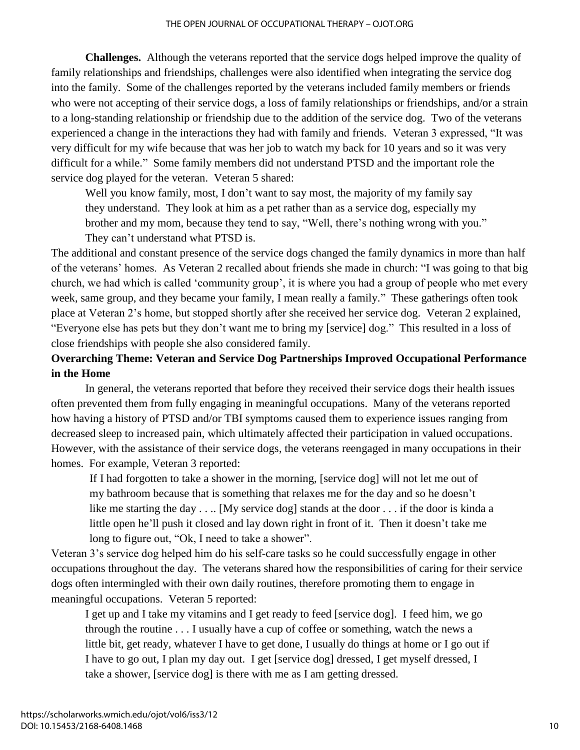**Challenges.** Although the veterans reported that the service dogs helped improve the quality of family relationships and friendships, challenges were also identified when integrating the service dog into the family. Some of the challenges reported by the veterans included family members or friends who were not accepting of their service dogs, a loss of family relationships or friendships, and/or a strain to a long-standing relationship or friendship due to the addition of the service dog. Two of the veterans experienced a change in the interactions they had with family and friends. Veteran 3 expressed, "It was very difficult for my wife because that was her job to watch my back for 10 years and so it was very difficult for a while." Some family members did not understand PTSD and the important role the service dog played for the veteran. Veteran 5 shared:

> Well you know family, most, I don't want to say most, the majority of my family say they understand. They look at him as a pet rather than as a service dog, especially my brother and my mom, because they tend to say, "Well, there's nothing wrong with you." They can't understand what PTSD is.

The additional and constant presence of the service dogs changed the family dynamics in more than half of the veterans' homes. As Veteran 2 recalled about friends she made in church: "I was going to that big church, we had which is called 'community group', it is where you had a group of people who met every week, same group, and they became your family, I mean really a family." These gatherings often took place at Veteran 2's home, but stopped shortly after she received her service dog. Veteran 2 explained, "Everyone else has pets but they don't want me to bring my [service] dog." This resulted in a loss of close friendships with people she also considered family.

**Overarching Theme: Veteran and Service Dog Partnerships Improved Occupational Performance in the Home**

In general, the veterans reported that before they received their service dogs their health issues often prevented them from fully engaging in meaningful occupations. Many of the veterans reported how having a history of PTSD and/or TBI symptoms caused them to experience issues ranging from decreased sleep to increased pain, which ultimately affected their participation in valued occupations. However, with the assistance of their service dogs, the veterans reengaged in many occupations in their homes. For example, Veteran 3 reported:

> If I had forgotten to take a shower in the morning, [service dog] will not let me out of my bathroom because that is something that relaxes me for the day and so he doesn't like me starting the day . . .. [My service dog] stands at the door . . . if the door is kinda a little open he'll push it closed and lay down right in front of it. Then it doesn't take me long to figure out, "Ok, I need to take a shower".

Veteran 3's service dog helped him do his self-care tasks so he could successfully engage in other occupations throughout the day. The veterans shared how the responsibilities of caring for their service dogs often intermingled with their own daily routines, therefore promoting them to engage in meaningful occupations. Veteran 5 reported:

> I get up and I take my vitamins and I get ready to feed [service dog]. I feed him, we go through the routine . . . I usually have a cup of coffee or something, watch the news a little bit, get ready, whatever I have to get done, I usually do things at home or I go out if I have to go out, I plan my day out. I get [service dog] dressed, I get myself dressed, I take a shower, [service dog] is there with me as I am getting dressed.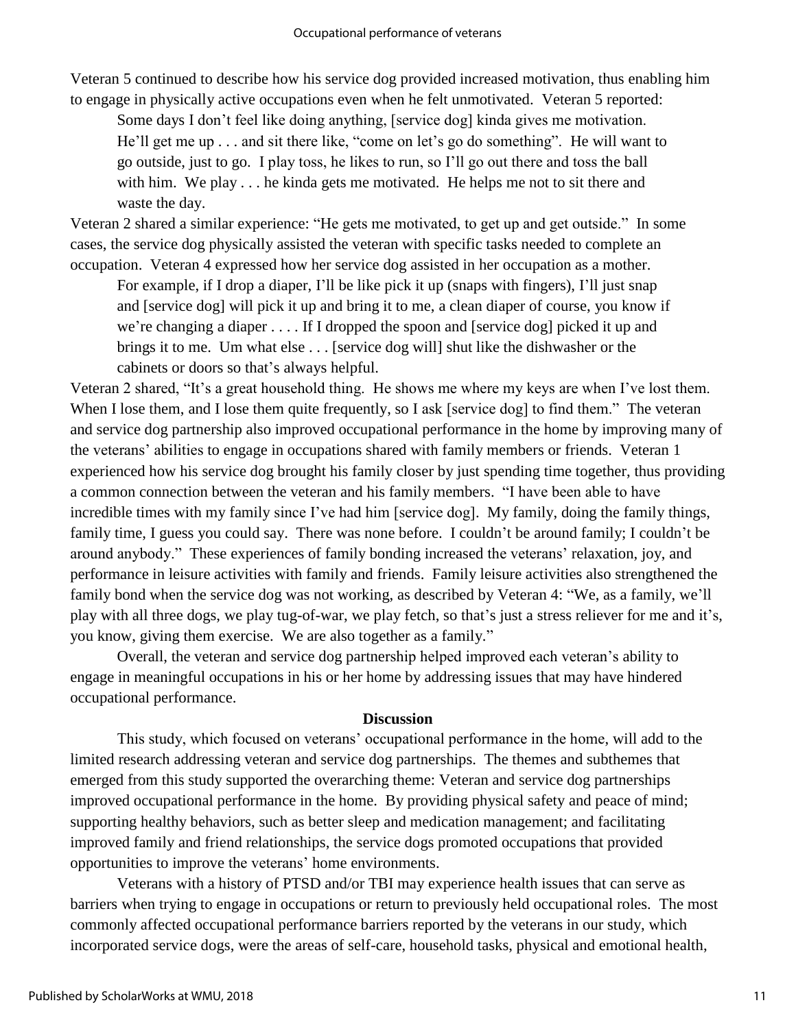Veteran 5 continued to describe how his service dog provided increased motivation, thus enabling him to engage in physically active occupations even when he felt unmotivated. Veteran 5 reported:

> Some days I don't feel like doing anything, [service dog] kinda gives me motivation. He'll get me up . . . and sit there like, "come on let's go do something". He will want to go outside, just to go. I play toss, he likes to run, so I'll go out there and toss the ball with him. We play . . . he kinda gets me motivated. He helps me not to sit there and waste the day.

Veteran 2 shared a similar experience: "He gets me motivated, to get up and get outside." In some cases, the service dog physically assisted the veteran with specific tasks needed to complete an occupation. Veteran 4 expressed how her service dog assisted in her occupation as a mother.

> For example, if I drop a diaper, I'll be like pick it up (snaps with fingers), I'll just snap and [service dog] will pick it up and bring it to me, a clean diaper of course, you know if we're changing a diaper . . . . If I dropped the spoon and [service dog] picked it up and brings it to me. Um what else . . . [service dog will] shut like the dishwasher or the cabinets or doors so that's always helpful.

Veteran 2 shared, "It's a great household thing. He shows me where my keys are when I've lost them. When I lose them, and I lose them quite frequently, so I ask [service dog] to find them." The veteran and service dog partnership also improved occupational performance in the home by improving many of the veterans' abilities to engage in occupations shared with family members or friends. Veteran 1 experienced how his service dog brought his family closer by just spending time together, thus providing a common connection between the veteran and his family members. "I have been able to have incredible times with my family since I've had him [service dog]. My family, doing the family things, family time, I guess you could say. There was none before. I couldn't be around family; I couldn't be around anybody." These experiences of family bonding increased the veterans' relaxation, joy, and performance in leisure activities with family and friends. Family leisure activities also strengthened the family bond when the service dog was not working, as described by Veteran 4: "We, as a family, we'll play with all three dogs, we play tug-of-war, we play fetch, so that's just a stress reliever for me and it's, you know, giving them exercise. We are also together as a family."

Overall, the veteran and service dog partnership helped improved each veteran's ability to engage in meaningful occupations in his or her home by addressing issues that may have hindered occupational performance.

## Discussion

This study, which focused on veterans' occupational performance in the home, will add to the limited research addressing veteran and service dog partnerships. The themes and subthemes that emerged from this study supported the overarching theme: Veteran and service dog partnerships improved occupational performance in the home. By providing physical safety and peace of mind; supporting healthy behaviors, such as better sleep and medication management; and facilitating improved family and friend relationships, the service dogs promoted occupations that provided opportunities to improve the veterans' home environments.

Veterans with a history of PTSD and/or TBI may experience health issues that can serve as barriers when trying to engage in occupations or return to previously held occupational roles. The most commonly affected occupational performance barriers reported by the veterans in our study, which incorporated service dogs, were the areas of self-care, household tasks, physical and emotional health,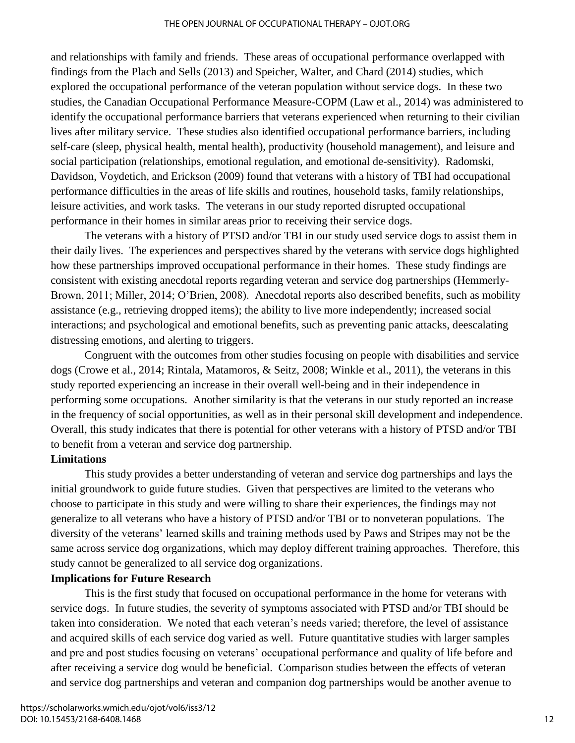and relationships with family and friends. These areas of occupational performance overlapped with findings from the Plach and Sells (2013) and Speicher, Walter, and Chard (2014) studies, which explored the occupational performance of the veteran population without service dogs. In these two studies, the Canadian Occupational Performance Measure-COPM (Law et al., 2014) was administered to identify the occupational performance barriers that veterans experienced when returning to their civilian lives after military service. These studies also identified occupational performance barriers, including self-care (sleep, physical health, mental health), productivity (household management), and leisure and social participation (relationships, emotional regulation, and emotional de-sensitivity). Radomski, Davidson, Voydetich, and Erickson (2009) found that veterans with a history of TBI had occupational performance difficulties in the areas of life skills and routines, household tasks, family relationships, leisure activities, and work tasks. The veterans in our study reported disrupted occupational performance in their homes in similar areas prior to receiving their service dogs.

The veterans with a history of PTSD and/or TBI in our study used service dogs to assist them in their daily lives. The experiences and perspectives shared by the veterans with service dogs highlighted how these partnerships improved occupational performance in their homes. These study findings are consistent with existing anecdotal reports regarding veteran and service dog partnerships (Hemmerly-Brown, 2011; Miller, 2014; O'Brien, 2008). Anecdotal reports also described benefits, such as mobility assistance (e.g., retrieving dropped items); the ability to live more independently; increased social interactions; and psychological and emotional benefits, such as preventing panic attacks, deescalating distressing emotions, and alerting to triggers.

Congruent with the outcomes from other studies focusing on people with disabilities and service dogs (Crowe et al., 2014; Rintala, Matamoros, & Seitz, 2008; Winkle et al., 2011), the veterans in this study reported experiencing an increase in their overall well-being and in their independence in performing some occupations. Another similarity is that the veterans in our study reported an increase in the frequency of social opportunities, as well as in their personal skill development and independence. Overall, this study indicates that there is potential for other veterans with a history of PTSD and/or TBI to benefit from a veteran and service dog partnership.

**Limitations**

This study provides a better understanding of veteran and service dog partnerships and lays the initial groundwork to guide future studies. Given that perspectives are limited to the veterans who choose to participate in this study and were willing to share their experiences, the findings may not generalize to all veterans who have a history of PTSD and/or TBI or to nonveteran populations. The diversity of the veterans' learned skills and training methods used by Paws and Stripes may not be the same across service dog organizations, which may deploy different training approaches. Therefore, this study cannot be generalized to all service dog organizations.

**Implications for Future Research**

This is the first study that focused on occupational performance in the home for veterans with service dogs. In future studies, the severity of symptoms associated with PTSD and/or TBI should be taken into consideration. We noted that each veteran's needs varied; therefore, the level of assistance and acquired skills of each service dog varied as well. Future quantitative studies with larger samples and pre and post studies focusing on veterans' occupational performance and quality of life before and after receiving a service dog would be beneficial. Comparison studies between the effects of veteran and service dog partnerships and veteran and companion dog partnerships would be another avenue to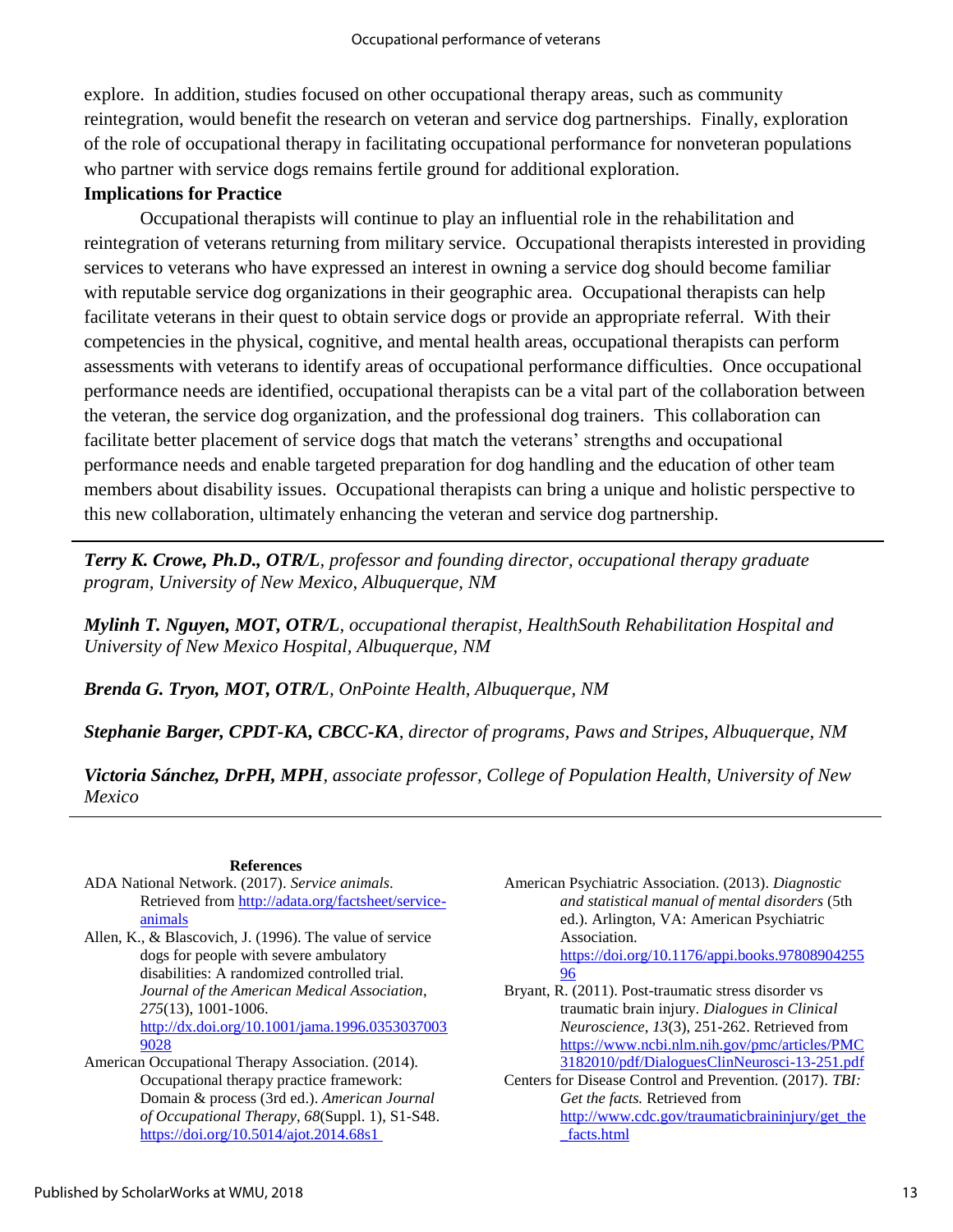explore. In addition, studies focused on other occupational therapy areas, such as community reintegration, would benefit the research on veteran and service dog partnerships. Finally, exploration of the role of occupational therapy in facilitating occupational performance for nonveteran populations who partner with service dogs remains fertile ground for additional exploration.

### Implications for Practice

Occupational therapists will continue to play an influential role in the rehabilitation and reintegration of veterans returning from military service. Occupational therapists interested in providing services to veterans who have expressed an interest in owning a service dog should become familiar with reputable service dog organizations in their geographic area. Occupational therapists can help facilitate veterans in their quest to obtain service dogs or provide an appropriate referral. With their competencies in the physical, cognitive, and mental health areas, occupational therapists can perform assessments with veterans to identify areas of occupational performance difficulties. Once occupational performance needs are identified, occupational therapists can be a vital part of the collaboration between the veteran, the service dog organization, and the professional dog trainers. This collaboration can facilitate better placement of service dogs that match the veterans' strengths and occupational performance needs and enable targeted preparation for dog handling and the education of other team members about disability issues. Occupational therapists can bring a unique and holistic perspective to this new collaboration, ultimately enhancing the veteran and service dog partnership.

---

***Terry K. Crowe, Ph.D., OTR/L**, professor and founding director, occupational therapy graduate program, University of New Mexico, Albuquerque, NM*

***Mylinh T. Nguyen, MOT, OTR/L**, occupational therapist, HealthSouth Rehabilitation Hospital and University of New Mexico Hospital, Albuquerque, NM*

***Brenda G. Tryon, MOT, OTR/L**, OnPointe Health, Albuquerque, NM*

***Stephanie Barger, CPDT-KA, CBCC-KA**, director of programs, Paws and Stripes, Albuquerque, NM*

***Victoria Sánchez, DrPH, MPH**, associate professor, College of Population Health, University of New Mexico*

---

### References

ADA National Network. (2017). *Service animals*. Retrieved from http://adata.org/factsheet/service-animals

Allen, K., & Blascovich, J. (1996). The value of service dogs for people with severe ambulatory disabilities: A randomized controlled trial. *Journal of the American Medical Association*, *275*(13), 1001-1006. http://dx.doi.org/10.1001/jama.1996.03530370039028

American Occupational Therapy Association. (2014). Occupational therapy practice framework: Domain & process (3rd ed.). *American Journal of Occupational Therapy*, *68*(Suppl. 1), S1-S48. https://doi.org/10.5014/ajot.2014.68s1

American Psychiatric Association. (2013). *Diagnostic and statistical manual of mental disorders* (5th ed.). Arlington, VA: American Psychiatric Association. https://doi.org/10.1176/appi.books.9780890425596

Bryant, R. (2011). Post-traumatic stress disorder vs traumatic brain injury. *Dialogues in Clinical Neuroscience*, *13*(3), 251-262. Retrieved from https://www.ncbi.nlm.nih.gov/pmc/articles/PMC3182010/pdf/DialoguesClinNeurosci-13-251.pdf

Centers for Disease Control and Prevention. (2017). *TBI: Get the facts.* Retrieved from http://www.cdc.gov/traumaticbraininjury/get_the_facts.html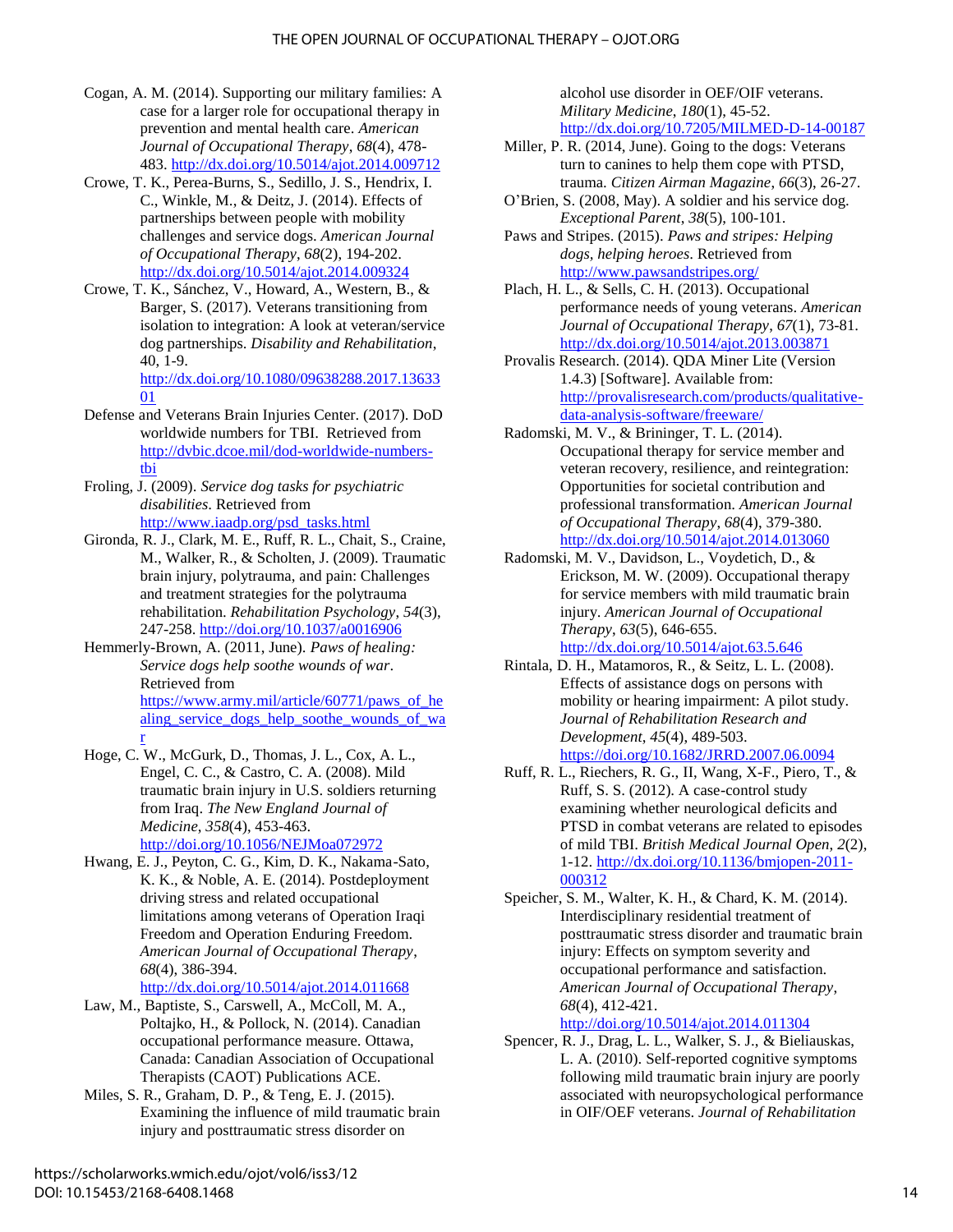Cogan, A. M. (2014). Supporting our military families: A case for a larger role for occupational therapy in prevention and mental health care. *American Journal of Occupational Therapy*, *68*(4), 478-483. http://dx.doi.org/10.5014/ajot.2014.009712

Crowe, T. K., Perea-Burns, S., Sedillo, J. S., Hendrix, I. C., Winkle, M., & Deitz, J. (2014). Effects of partnerships between people with mobility challenges and service dogs. *American Journal of Occupational Therapy*, *68*(2), 194-202. http://dx.doi.org/10.5014/ajot.2014.009324

Crowe, T. K., Sánchez, V., Howard, A., Western, B., & Barger, S. (2017). Veterans transitioning from isolation to integration: A look at veteran/service dog partnerships. *Disability and Rehabilitation*, 40, 1-9. http://dx.doi.org/10.1080/09638288.2017.1363301

Defense and Veterans Brain Injuries Center. (2017). DoD worldwide numbers for TBI. Retrieved from http://dvbic.dcoe.mil/dod-worldwide-numbers-tbi

Froling, J. (2009). *Service dog tasks for psychiatric disabilities*. Retrieved from http://www.iaadp.org/psd_tasks.html

Gironda, R. J., Clark, M. E., Ruff, R. L., Chait, S., Craine, M., Walker, R., & Scholten, J. (2009). Traumatic brain injury, polytrauma, and pain: Challenges and treatment strategies for the polytrauma rehabilitation. *Rehabilitation Psychology*, *54*(3), 247-258. http://doi.org/10.1037/a0016906

Hemmerly-Brown, A. (2011, June). *Paws of healing: Service dogs help soothe wounds of war*. Retrieved from https://www.army.mil/article/60771/paws_of_healing_service_dogs_help_soothe_wounds_of_war

Hoge, C. W., McGurk, D., Thomas, J. L., Cox, A. L., Engel, C. C., & Castro, C. A. (2008). Mild traumatic brain injury in U.S. soldiers returning from Iraq. *The New England Journal of Medicine*, *358*(4), 453-463. http://doi.org/10.1056/NEJMoa072972

Hwang, E. J., Peyton, C. G., Kim, D. K., Nakama-Sato, K. K., & Noble, A. E. (2014). Postdeployment driving stress and related occupational limitations among veterans of Operation Iraqi Freedom and Operation Enduring Freedom. *American Journal of Occupational Therapy*, *68*(4), 386-394. http://dx.doi.org/10.5014/ajot.2014.011668

Law, M., Baptiste, S., Carswell, A., McColl, M. A., Poltajko, H., & Pollock, N. (2014). Canadian occupational performance measure. Ottawa, Canada: Canadian Association of Occupational Therapists (CAOT) Publications ACE.

Miles, S. R., Graham, D. P., & Teng, E. J. (2015). Examining the influence of mild traumatic brain injury and posttraumatic stress disorder on alcohol use disorder in OEF/OIF veterans. *Military Medicine*, *180*(1), 45-52. http://dx.doi.org/10.7205/MILMED-D-14-00187

Miller, P. R. (2014, June). Going to the dogs: Veterans turn to canines to help them cope with PTSD, trauma. *Citizen Airman Magazine*, *66*(3), 26-27.

O'Brien, S. (2008, May). A soldier and his service dog. *Exceptional Parent*, *38*(5), 100-101.

Paws and Stripes. (2015). *Paws and stripes: Helping dogs, helping heroes*. Retrieved from http://www.pawsandstripes.org/

Plach, H. L., & Sells, C. H. (2013). Occupational performance needs of young veterans. *American Journal of Occupational Therapy*, *67*(1), 73-81. http://dx.doi.org/10.5014/ajot.2013.003871

Provalis Research. (2014). QDA Miner Lite (Version 1.4.3) [Software]. Available from: http://provalisresearch.com/products/qualitative-data-analysis-software/freeware/

Radomski, M. V., & Brininger, T. L. (2014). Occupational therapy for service member and veteran recovery, resilience, and reintegration: Opportunities for societal contribution and professional transformation. *American Journal of Occupational Therapy*, *68*(4), 379-380. http://dx.doi.org/10.5014/ajot.2014.013060

Radomski, M. V., Davidson, L., Voydetich, D., & Erickson, M. W. (2009). Occupational therapy for service members with mild traumatic brain injury. *American Journal of Occupational Therapy*, *63*(5), 646-655. http://dx.doi.org/10.5014/ajot.63.5.646

Rintala, D. H., Matamoros, R., & Seitz, L. L. (2008). Effects of assistance dogs on persons with mobility or hearing impairment: A pilot study. *Journal of Rehabilitation Research and Development*, *45*(4), 489-503. https://doi.org/10.1682/JRRD.2007.06.0094

Ruff, R. L., Riechers, R. G., II, Wang, X-F., Piero, T., & Ruff, S. S. (2012). A case-control study examining whether neurological deficits and PTSD in combat veterans are related to episodes of mild TBI. *British Medical Journal Open*, *2*(2), 1-12. http://dx.doi.org/10.1136/bmjopen-2011-000312

Speicher, S. M., Walter, K. H., & Chard, K. M. (2014). Interdisciplinary residential treatment of posttraumatic stress disorder and traumatic brain injury: Effects on symptom severity and occupational performance and satisfaction. *American Journal of Occupational Therapy*, *68*(4), 412-421. http://doi.org/10.5014/ajot.2014.011304

Spencer, R. J., Drag, L. L., Walker, S. J., & Bieliauskas, L. A. (2010). Self-reported cognitive symptoms following mild traumatic brain injury are poorly associated with neuropsychological performance in OIF/OEF veterans. *Journal of Rehabilitation*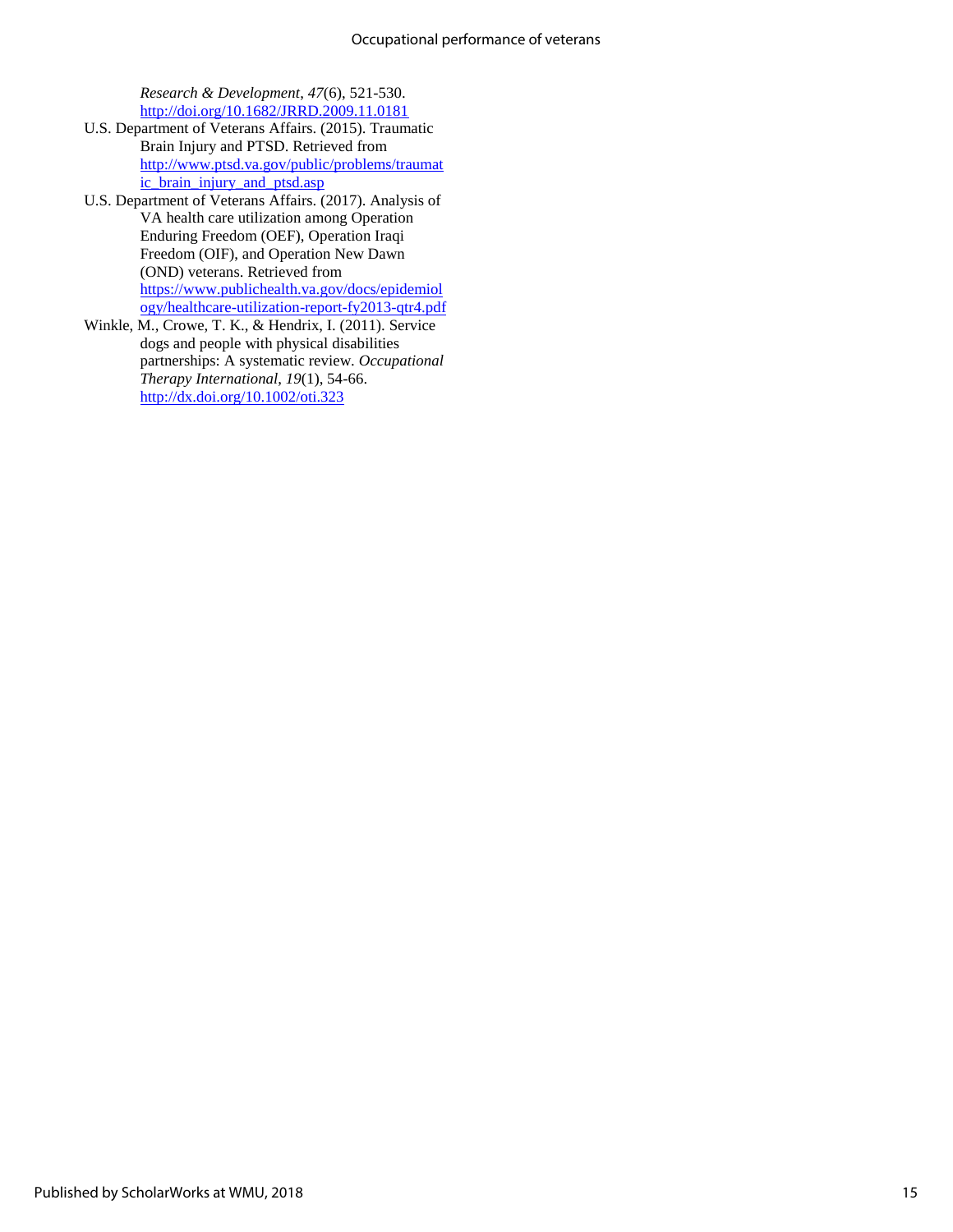*Research & Development*, *47*(6), 521-530. http://doi.org/10.1682/JRRD.2009.11.0181

U.S. Department of Veterans Affairs. (2015). Traumatic Brain Injury and PTSD. Retrieved from http://www.ptsd.va.gov/public/problems/traumatic_brain_injury_and_ptsd.asp

U.S. Department of Veterans Affairs. (2017). Analysis of VA health care utilization among Operation Enduring Freedom (OEF), Operation Iraqi Freedom (OIF), and Operation New Dawn (OND) veterans. Retrieved from https://www.publichealth.va.gov/docs/epidemiology/healthcare-utilization-report-fy2013-qtr4.pdf

Winkle, M., Crowe, T. K., & Hendrix, I. (2011). Service dogs and people with physical disabilities partnerships: A systematic review. *Occupational Therapy International*, *19*(1), 54-66. http://dx.doi.org/10.1002/oti.323